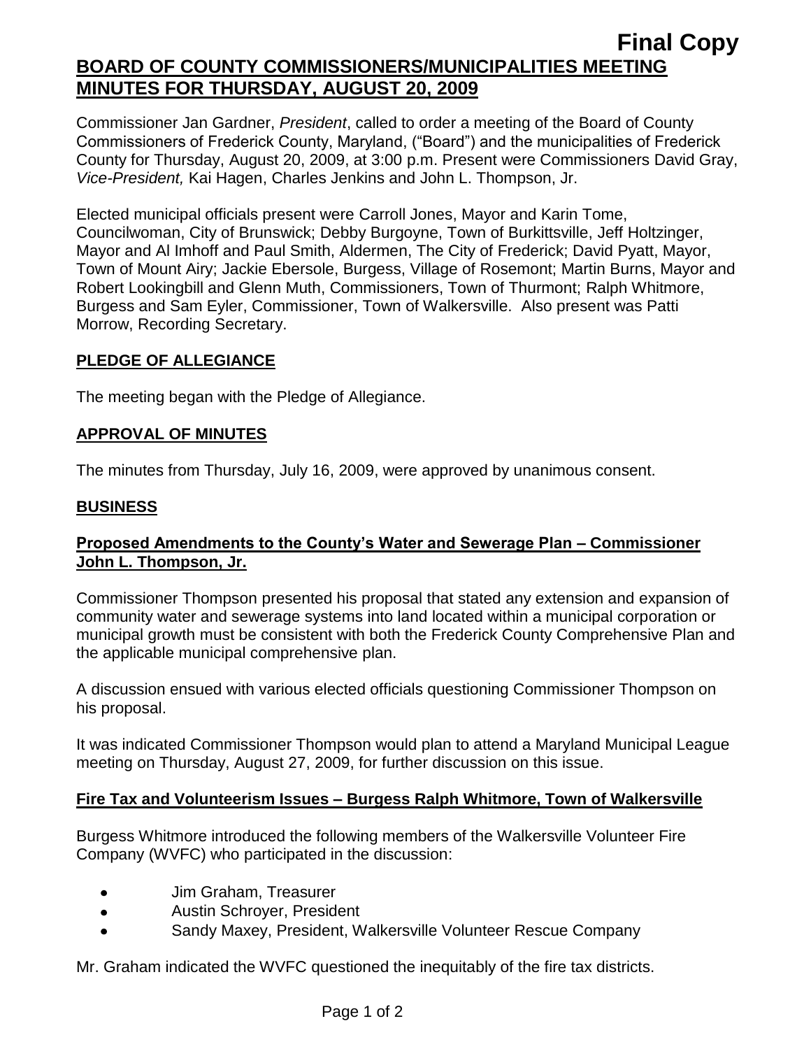**Final Copy**

# BOARD OF COUNTY COMMISSIONERS/MUNICIPALITIES MEETING MINUTES FOR THURSDAY, AUGUST 20, 2009

Commissioner Jan Gardner, *President*, called to order a meeting of the Board of County Commissioners of Frederick County, Maryland, ("Board") and the municipalities of Frederick County for Thursday, August 20, 2009, at 3:00 p.m. Present were Commissioners David Gray, *Vice-President,* Kai Hagen, Charles Jenkins and John L. Thompson, Jr.

Elected municipal officials present were Carroll Jones, Mayor and Karin Tome, Councilwoman, City of Brunswick; Debby Burgoyne, Town of Burkittsville, Jeff Holtzinger, Mayor and Al Imhoff and Paul Smith, Aldermen, The City of Frederick; David Pyatt, Mayor, Town of Mount Airy; Jackie Ebersole, Burgess, Village of Rosemont; Martin Burns, Mayor and Robert Lookingbill and Glenn Muth, Commissioners, Town of Thurmont; Ralph Whitmore, Burgess and Sam Eyler, Commissioner, Town of Walkersville. Also present was Patti Morrow, Recording Secretary.

## PLEDGE OF ALLEGIANCE

The meeting began with the Pledge of Allegiance.

## APPROVAL OF MINUTES

The minutes from Thursday, July 16, 2009, were approved by unanimous consent.

## BUSINESS

### Proposed Amendments to the County's Water and Sewerage Plan – Commissioner John L. Thompson, Jr.

Commissioner Thompson presented his proposal that stated any extension and expansion of community water and sewerage systems into land located within a municipal corporation or municipal growth must be consistent with both the Frederick County Comprehensive Plan and the applicable municipal comprehensive plan.

A discussion ensued with various elected officials questioning Commissioner Thompson on his proposal.

It was indicated Commissioner Thompson would plan to attend a Maryland Municipal League meeting on Thursday, August 27, 2009, for further discussion on this issue.

### Fire Tax and Volunteerism Issues – Burgess Ralph Whitmore, Town of Walkersville

Burgess Whitmore introduced the following members of the Walkersville Volunteer Fire Company (WVFC) who participated in the discussion:

- Jim Graham, Treasurer
- Austin Schroyer, President
- Sandy Maxey, President, Walkersville Volunteer Rescue Company

Mr. Graham indicated the WVFC questioned the inequitably of the fire tax districts.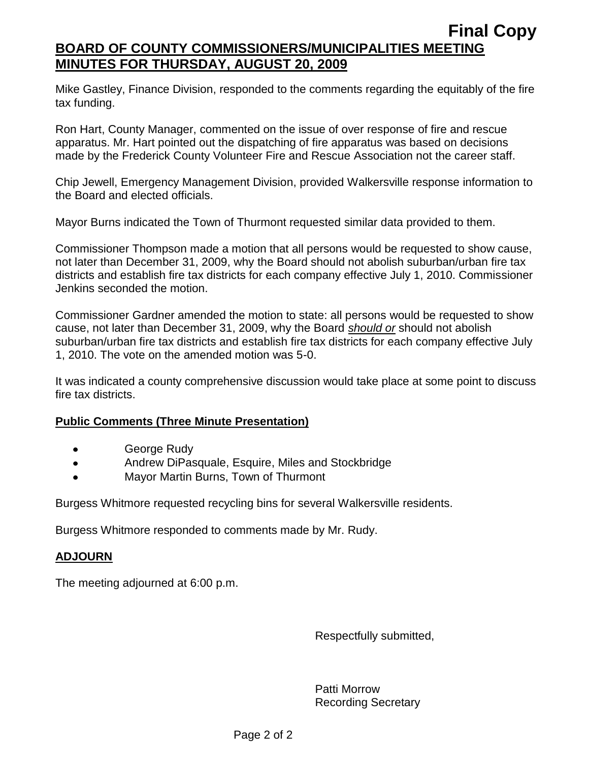**Final Copy**

**BOARD OF COUNTY COMMISSIONERS/MUNICIPALITIES MEETING MINUTES FOR THURSDAY, AUGUST 20, 2009**

Mike Gastley, Finance Division, responded to the comments regarding the equitably of the fire tax funding.

Ron Hart, County Manager, commented on the issue of over response of fire and rescue apparatus. Mr. Hart pointed out the dispatching of fire apparatus was based on decisions made by the Frederick County Volunteer Fire and Rescue Association not the career staff.

Chip Jewell, Emergency Management Division, provided Walkersville response information to the Board and elected officials.

Mayor Burns indicated the Town of Thurmont requested similar data provided to them.

Commissioner Thompson made a motion that all persons would be requested to show cause, not later than December 31, 2009, why the Board should not abolish suburban/urban fire tax districts and establish fire tax districts for each company effective July 1, 2010. Commissioner Jenkins seconded the motion.

Commissioner Gardner amended the motion to state: all persons would be requested to show cause, not later than December 31, 2009, why the Board ***should or*** should not abolish suburban/urban fire tax districts and establish fire tax districts for each company effective July 1, 2010. The vote on the amended motion was 5-0.

It was indicated a county comprehensive discussion would take place at some point to discuss fire tax districts.

## Public Comments (Three Minute Presentation)

- George Rudy
- Andrew DiPasquale, Esquire, Miles and Stockbridge
- Mayor Martin Burns, Town of Thurmont

Burgess Whitmore requested recycling bins for several Walkersville residents.

Burgess Whitmore responded to comments made by Mr. Rudy.

## ADJOURN

The meeting adjourned at 6:00 p.m.

Respectfully submitted,

Patti Morrow
Recording Secretary